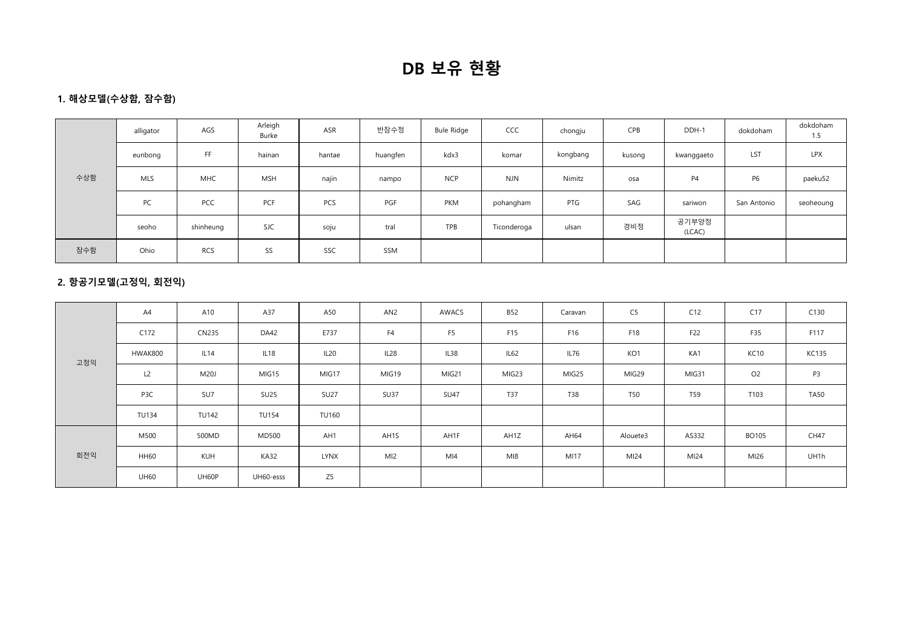# DB 보유 현황

### 1. 해상모델(수상함, 잠수함)

| | | | | | | | | | | | | |
|---|---|---|---|---|---|---|---|---|---|---|---|---|
| 수상함 | alligator | AGS | Arleigh Burke | ASR | 반잠수정 | Bule Ridge | CCC | chongju | CPB | DDH-1 | dokdoham | dokdoham 1.5 |
| | eunbong | FF | hainan | hantae | huangfen | kdx3 | komar | kongbang | kusong | kwanggaeto | LST | LPX |
| | MLS | MHC | MSH | najin | nampo | NCP | NJN | Nimitz | osa | P4 | P6 | paeku52 |
| | PC | PCC | PCF | PCS | PGF | PKM | pohangham | PTG | SAG | sariwon | San Antonio | seoheoung |
| | seoho | shinheung | SJC | soju | tral | TPB | Ticonderoga | ulsan | 경비정 | 공기부양정 (LCAC) | | |
| 잠수함 | Ohio | RCS | SS | SSC | SSM | | | | | | | |

### 2. 항공기모델(고정익, 회전익)

| | | | | | | | | | | | | |
|---|---|---|---|---|---|---|---|---|---|---|---|---|
| 고정익 | A4 | A10 | A37 | A50 | AN2 | AWACS | B52 | Caravan | C5 | C12 | C17 | C130 |
| | C172 | CN235 | DA42 | E737 | F4 | F5 | F15 | F16 | F18 | F22 | F35 | F117 |
| | HWAK800 | IL14 | IL18 | IL20 | IL28 | IL38 | IL62 | IL76 | KO1 | KA1 | KC10 | KC135 |
| | L2 | M20J | MIG15 | MIG17 | MIG19 | MIG21 | MIG23 | MIG25 | MIG29 | MIG31 | O2 | P3 |
| | P3C | SU7 | SU25 | SU27 | SU37 | SU47 | T37 | T38 | T50 | T59 | T103 | TA50 |
| | TU134 | TU142 | TU154 | TU160 | | | | | | | | |
| 회전익 | M500 | 500MD | MD500 | AH1 | AH1S | AH1F | AH1Z | AH64 | Alouete3 | AS332 | BO105 | CH47 |
| | HH60 | KUH | KA32 | LYNX | MI2 | MI4 | MI8 | MI17 | MI24 | MI24 | MI26 | UH1h |
| | UH60 | UH60P | UH60-esss | Z5 | | | | | | | | |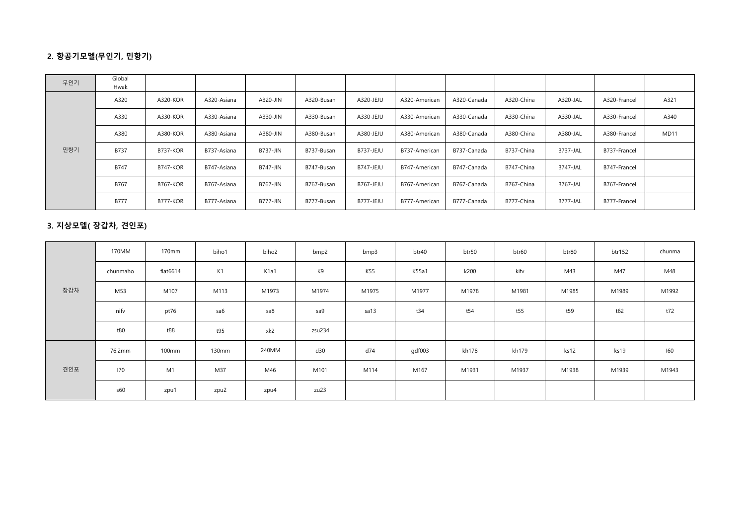## 2. 항공기모델(무인기, 민항기)

| | | | | | | | | | | | | |
|---|---|---|---|---|---|---|---|---|---|---|---|---|
| 무인기 | Global Hwak | | | | | | | | | | | |
| 민항기 | A320 | A320-KOR | A320-Asiana | A320-JIN | A320-Busan | A320-JEJU | A320-American | A320-Canada | A320-China | A320-JAL | A320-Francel | A321 |
| | A330 | A330-KOR | A330-Asiana | A330-JIN | A330-Busan | A330-JEJU | A330-American | A330-Canada | A330-China | A330-JAL | A330-Francel | A340 |
| | A380 | A380-KOR | A380-Asiana | A380-JIN | A380-Busan | A380-JEJU | A380-American | A380-Canada | A380-China | A380-JAL | A380-Francel | MD11 |
| | B737 | B737-KOR | B737-Asiana | B737-JIN | B737-Busan | B737-JEJU | B737-American | B737-Canada | B737-China | B737-JAL | B737-Francel | |
| | B747 | B747-KOR | B747-Asiana | B747-JIN | B747-Busan | B747-JEJU | B747-American | B747-Canada | B747-China | B747-JAL | B747-Francel | |
| | B767 | B767-KOR | B767-Asiana | B767-JIN | B767-Busan | B767-JEJU | B767-American | B767-Canada | B767-China | B767-JAL | B767-Francel | |
| | B777 | B777-KOR | B777-Asiana | B777-JIN | B777-Busan | B777-JEJU | B777-American | B777-Canada | B777-China | B777-JAL | B777-Francel | |

## 3. 지상모델( 장갑차, 견인포)

| | | | | | | | | | | | | |
|---|---|---|---|---|---|---|---|---|---|---|---|---|
| 장갑차 | 170MM | 170mm | biho1 | biho2 | bmp2 | bmp3 | btr40 | btr50 | btr60 | btr80 | btr152 | chunma |
| | chunmaho | flat6614 | K1 | K1a1 | K9 | K55 | K55a1 | k200 | kifv | M43 | M47 | M48 |
| | M53 | M107 | M113 | M1973 | M1974 | M1975 | M1977 | M1978 | M1981 | M1985 | M1989 | M1992 |
| | nifv | pt76 | sa6 | sa8 | sa9 | sa13 | t34 | t54 | t55 | t59 | t62 | t72 |
| | t80 | t88 | t95 | xk2 | zsu234 | | | | | | | |
| 견인포 | 76.2mm | 100mm | 130mm | 240MM | d30 | d74 | gdf003 | kh178 | kh179 | ks12 | ks19 | l60 |
| | l70 | M1 | M37 | M46 | M101 | M114 | M167 | M1931 | M1937 | M1938 | M1939 | M1943 |
| | s60 | zpu1 | zpu2 | zpu4 | zu23 | | | | | | | |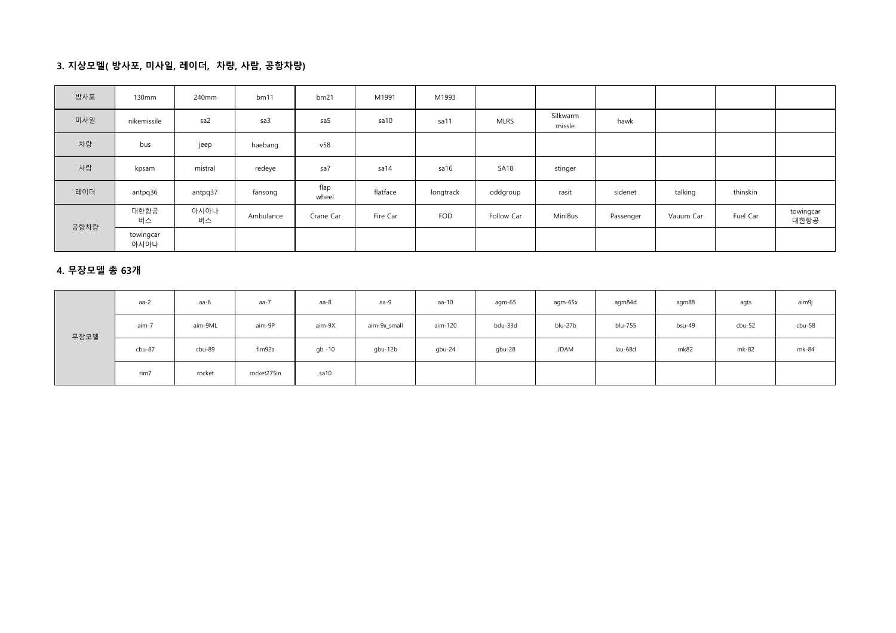### 3. 지상모델( 방사포, 미사일, 레이더, 차량, 사람, 공항차량)

| | | | | | | | | | | | | |
|---|---|---|---|---|---|---|---|---|---|---|---|---|
| 방사포 | 130mm | 240mm | bm11 | bm21 | M1991 | M1993 | | | | | | |
| 미사일 | nikemissile | sa2 | sa3 | sa5 | sa10 | sa11 | MLRS | Silkwarm missle | hawk | | | |
| 차량 | bus | jeep | haebang | v58 | | | | | | | | |
| 사람 | kpsam | mistral | redeye | sa7 | sa14 | sa16 | SA18 | stinger | | | | |
| 레이더 | antpq36 | antpq37 | fansong | flap wheel | flatface | longtrack | oddgroup | rasit | sidenet | talking | thinskin | |
| 공항차량 | 대한항공 버스 | 아시아나 버스 | Ambulance | Crane Car | Fire Car | FOD | Follow Car | MiniBus | Passenger | Vauum Car | Fuel Car | towingcar 대한항공 |
| | towingcar 아시아나 | | | | | | | | | | | |

### 4. 무장모델 총 63개

| | | | | | | | | | | | | |
|---|---|---|---|---|---|---|---|---|---|---|---|---|
| 무장모델 | aa-2 | aa-6 | aa-7 | aa-8 | aa-9 | aa-10 | agm-65 | agm-65x | agm84d | agm88 | agts | aim9j |
| | aim-7 | aim-9ML | aim-9P | aim-9X | aim-9x_small | aim-120 | bdu-33d | blu-27b | blu-755 | bsu-49 | cbu-52 | cbu-58 |
| | cbu-87 | cbu-89 | fim92a | gb -10 | gbu-12b | gbu-24 | gbu-28 | JDAM | lau-68d | mk82 | mk-82 | mk-84 |
| | rim7 | rocket | rocket275in | sa10 | | | | | | | | |